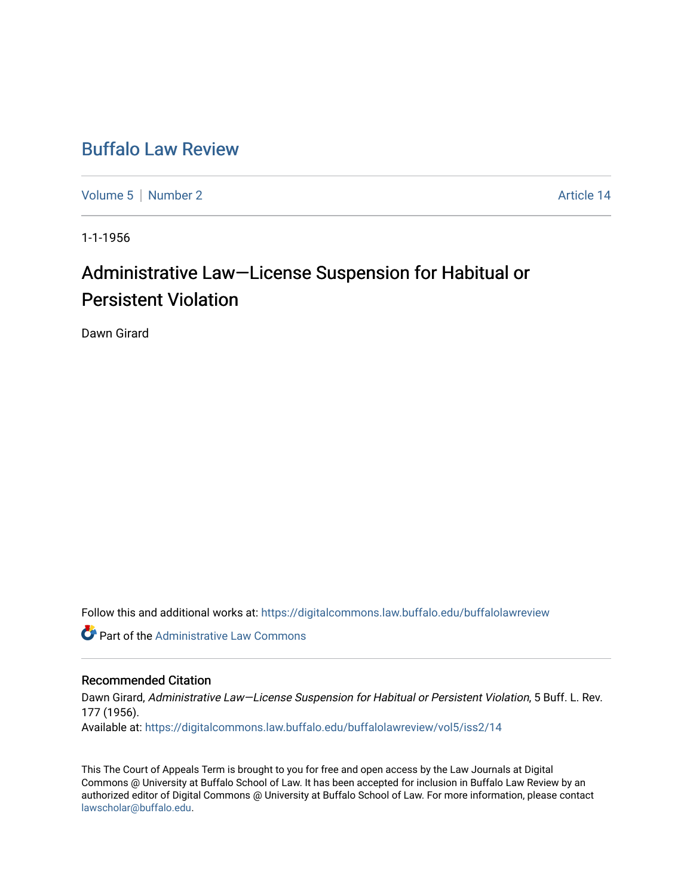# Buffalo Law Review

Volume 5 | Number 2 Article 14

1-1-1956

## Administrative Law—License Suspension for Habitual or Persistent Violation

Dawn Girard

Follow this and additional works at: https://digitalcommons.law.buffalo.edu/buffalolawreview

Part of the Administrative Law Commons

### Recommended Citation

Dawn Girard, *Administrative Law—License Suspension for Habitual or Persistent Violation*, 5 Buff. L. Rev. 177 (1956).
Available at: https://digitalcommons.law.buffalo.edu/buffalolawreview/vol5/iss2/14

This The Court of Appeals Term is brought to you for free and open access by the Law Journals at Digital Commons @ University at Buffalo School of Law. It has been accepted for inclusion in Buffalo Law Review by an authorized editor of Digital Commons @ University at Buffalo School of Law. For more information, please contact lawscholar@buffalo.edu.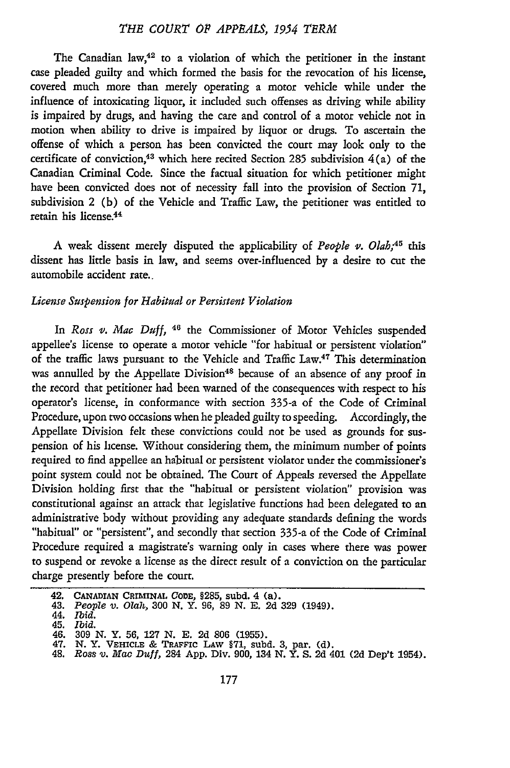The Canadian law,[42] to a violation of which the petitioner in the instant case pleaded guilty and which formed the basis for the revocation of his license, covered much more than merely operating a motor vehicle while under the influence of intoxicating liquor, it included such offenses as driving while ability is impaired by drugs, and having the care and control of a motor vehicle not in motion when ability to drive is impaired by liquor or drugs. To ascertain the offense of which a person has been convicted the court may look only to the certificate of conviction,[43] which here recited Section 285 subdivision 4(a) of the Canadian Criminal Code. Since the factual situation for which petitioner might have been convicted does not of necessity fall into the provision of Section 71, subdivision 2 (b) of the Vehicle and Traffic Law, the petitioner was entitled to retain his license.[44]

A weak dissent merely disputed the applicability of *People v. Olah*;[45] this dissent has little basis in law, and seems over-influenced by a desire to cut the automobile accident rate.

*License Suspension for Habitual or Persistent Violation*

In *Ross v. Mac Duff*, [46] the Commissioner of Motor Vehicles suspended appellee's license to operate a motor vehicle "for habitual or persistent violation" of the traffic laws pursuant to the Vehicle and Traffic Law.[47] This determination was annulled by the Appellate Division[48] because of an absence of any proof in the record that petitioner had been warned of the consequences with respect to his operator's license, in conformance with section 335-a of the Code of Criminal Procedure, upon two occasions when he pleaded guilty to speeding. Accordingly, the Appellate Division felt these convictions could not be used as grounds for suspension of his license. Without considering them, the minimum number of points required to find appellee an habitual or persistent violator under the commissioner's point system could not be obtained. The Court of Appeals reversed the Appellate Division holding first that the "habitual or persistent violation" provision was constitutional against an attack that legislative functions had been delegated to an administrative body without providing any adequate standards defining the words "habitual" or "persistent", and secondly that section 335-a of the Code of Criminal Procedure required a magistrate's warning only in cases where there was power to suspend or revoke a license as the direct result of a conviction on the particular charge presently before the court.

42. CANADIAN CRIMINAL CODE, §285, subd. 4 (a).
43. *People v. Olah*, 300 N. Y. 96, 89 N. E. 2d 329 (1949).
44. *Ibid.*
45. *Ibid.*
46. 309 N. Y. 56, 127 N. E. 2d 806 (1955).
47. N. Y. VEHICLE & TRAFFIC LAW §71, subd. 3, par. (d).
48. *Ross v. Mac Duff*, 284 App. Div. 900, 134 N. Y. S. 2d 401 (2d Dep't 1954).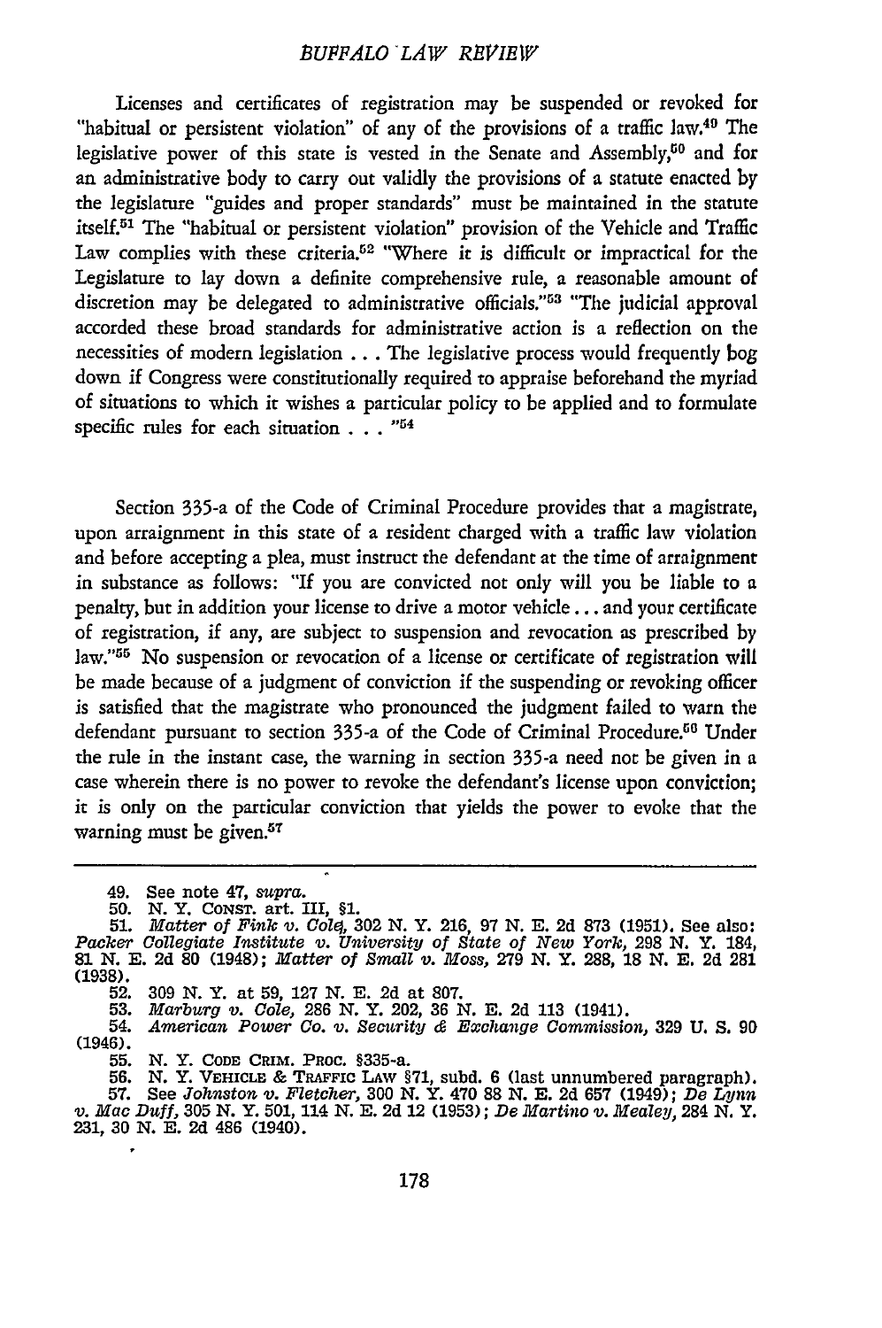Licenses and certificates of registration may be suspended or revoked for "habitual or persistent violation" of any of the provisions of a traffic law.[49] The legislative power of this state is vested in the Senate and Assembly,[50] and for an administrative body to carry out validly the provisions of a statute enacted by the legislature "guides and proper standards" must be maintained in the statute itself.[51] The "habitual or persistent violation" provision of the Vehicle and Traffic Law complies with these criteria.[52] "Where it is difficult or impractical for the Legislature to lay down a definite comprehensive rule, a reasonable amount of discretion may be delegated to administrative officials."[53] "The judicial approval accorded these broad standards for administrative action is a reflection on the necessities of modern legislation . . . The legislative process would frequently bog down if Congress were constitutionally required to appraise beforehand the myriad of situations to which it wishes a particular policy to be applied and to formulate specific rules for each situation . . . "[54]

Section 335-a of the Code of Criminal Procedure provides that a magistrate, upon arraignment in this state of a resident charged with a traffic law violation and before accepting a plea, must instruct the defendant at the time of arraignment in substance as follows: "If you are convicted not only will you be liable to a penalty, but in addition your license to drive a motor vehicle . . . and your certificate of registration, if any, are subject to suspension and revocation as prescribed by law."[55] No suspension or revocation of a license or certificate of registration will be made because of a judgment of conviction if the suspending or revoking officer is satisfied that the magistrate who pronounced the judgment failed to warn the defendant pursuant to section 335-a of the Code of Criminal Procedure.[56] Under the rule in the instant case, the warning in section 335-a need not be given in a case wherein there is no power to revoke the defendant's license upon conviction; it is only on the particular conviction that yields the power to evoke that the warning must be given.[57]

---

49. See note 47, *supra*.
50. N. Y. CONST. art. III, §1.
51. *Matter of Fink v. Cole*, 302 N. Y. 216, 97 N. E. 2d 873 (1951). See also: *Packer Collegiate Institute v. University of State of New York*, 298 N. Y. 184, 81 N. E. 2d 80 (1948); *Matter of Small v. Moss*, 279 N. Y. 288, 18 N. E. 2d 281 (1938).
52. 309 N. Y. at 59, 127 N. E. 2d at 807.
53. *Marburg v. Cole*, 286 N. Y. 202, 36 N. E. 2d 113 (1941).
54. *American Power Co. v. Security & Exchange Commission*, 329 U. S. 90 (1946).
55. N. Y. CODE CRIM. PROC. §335-a.
56. N. Y. VEHICLE & TRAFFIC LAW §71, subd. 6 (last unnumbered paragraph).
57. See *Johnston v. Fletcher*, 300 N. Y. 470 88 N. E. 2d 657 (1949); *De Lynn v. Mac Duff*, 305 N. Y. 501, 114 N. E. 2d 12 (1953); *De Martino v. Mealey*, 284 N. Y. 231, 30 N. E. 2d 486 (1940).